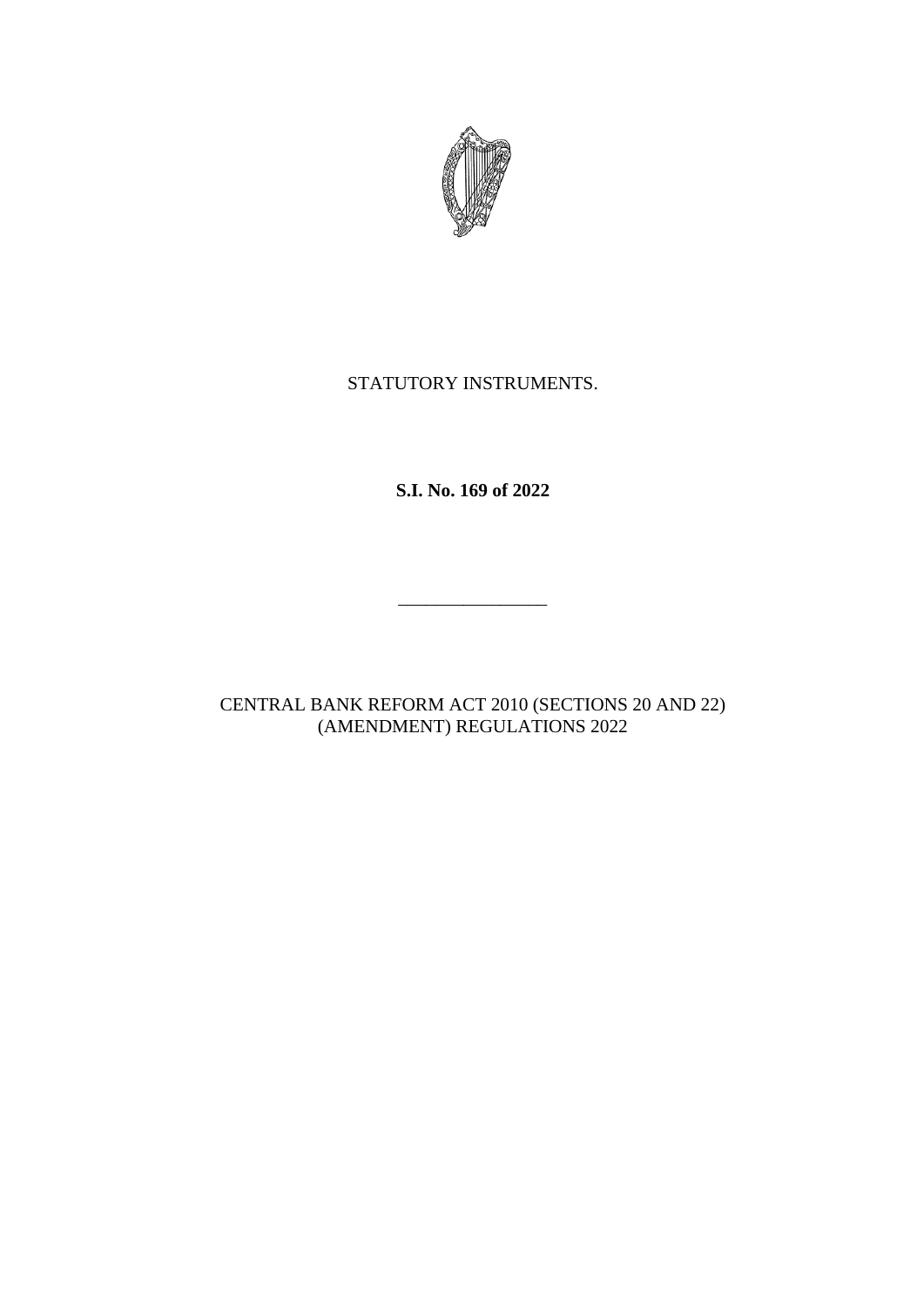STATUTORY INSTRUMENTS.

**S.I. No. 169 of 2022**

---

CENTRAL BANK REFORM ACT 2010 (SECTIONS 20 AND 22) (AMENDMENT) REGULATIONS 2022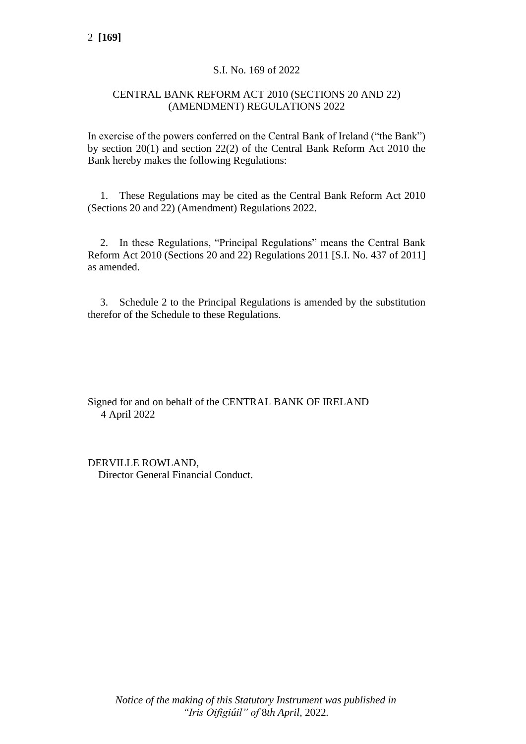S.I. No. 169 of 2022

CENTRAL BANK REFORM ACT 2010 (SECTIONS 20 AND 22) (AMENDMENT) REGULATIONS 2022

In exercise of the powers conferred on the Central Bank of Ireland ("the Bank") by section 20(1) and section 22(2) of the Central Bank Reform Act 2010 the Bank hereby makes the following Regulations:

1. These Regulations may be cited as the Central Bank Reform Act 2010 (Sections 20 and 22) (Amendment) Regulations 2022.

2. In these Regulations, "Principal Regulations" means the Central Bank Reform Act 2010 (Sections 20 and 22) Regulations 2011 [S.I. No. 437 of 2011] as amended.

3. Schedule 2 to the Principal Regulations is amended by the substitution therefor of the Schedule to these Regulations.

Signed for and on behalf of the CENTRAL BANK OF IRELAND
4 April 2022

DERVILLE ROWLAND,
Director General Financial Conduct.

*Notice of the making of this Statutory Instrument was published in "Iris Oifigiúil" of 8th April, 2022.*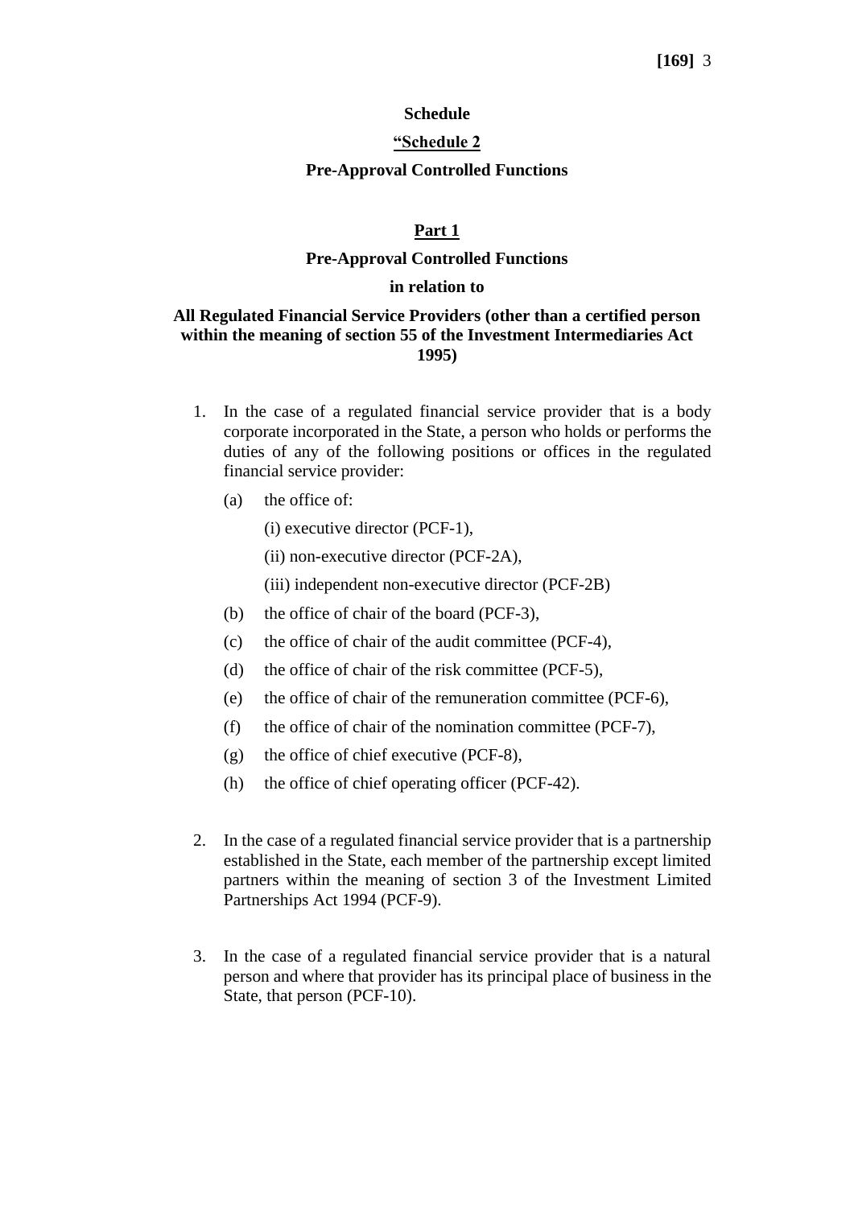**Schedule**

**“Schedule 2**

**Pre-Approval Controlled Functions**

**Part 1**

**Pre-Approval Controlled Functions**

**in relation to**

**All Regulated Financial Service Providers (other than a certified person within the meaning of section 55 of the Investment Intermediaries Act 1995)**

1. In the case of a regulated financial service provider that is a body corporate incorporated in the State, a person who holds or performs the duties of any of the following positions or offices in the regulated financial service provider:

   (a) the office of:

   (i) executive director (PCF-1),

   (ii) non-executive director (PCF-2A),

   (iii) independent non-executive director (PCF-2B)

   (b) the office of chair of the board (PCF-3),

   (c) the office of chair of the audit committee (PCF-4),

   (d) the office of chair of the risk committee (PCF-5),

   (e) the office of chair of the remuneration committee (PCF-6),

   (f) the office of chair of the nomination committee (PCF-7),

   (g) the office of chief executive (PCF-8),

   (h) the office of chief operating officer (PCF-42).

2. In the case of a regulated financial service provider that is a partnership established in the State, each member of the partnership except limited partners within the meaning of section 3 of the Investment Limited Partnerships Act 1994 (PCF-9).

3. In the case of a regulated financial service provider that is a natural person and where that provider has its principal place of business in the State, that person (PCF-10).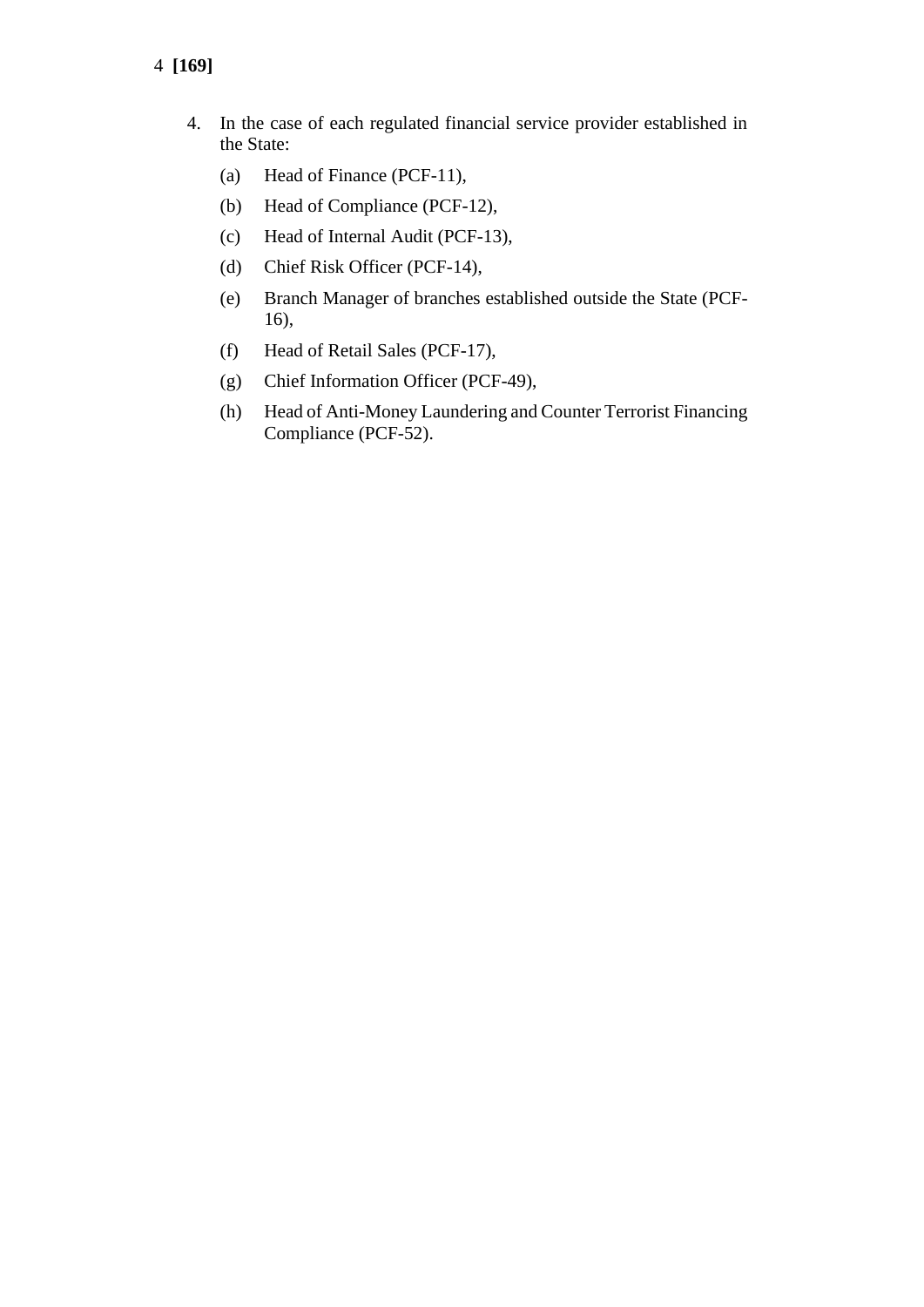4. In the case of each regulated financial service provider established in the State:

   (a) Head of Finance (PCF-11),

   (b) Head of Compliance (PCF-12),

   (c) Head of Internal Audit (PCF-13),

   (d) Chief Risk Officer (PCF-14),

   (e) Branch Manager of branches established outside the State (PCF-16),

   (f) Head of Retail Sales (PCF-17),

   (g) Chief Information Officer (PCF-49),

   (h) Head of Anti-Money Laundering and Counter Terrorist Financing Compliance (PCF-52).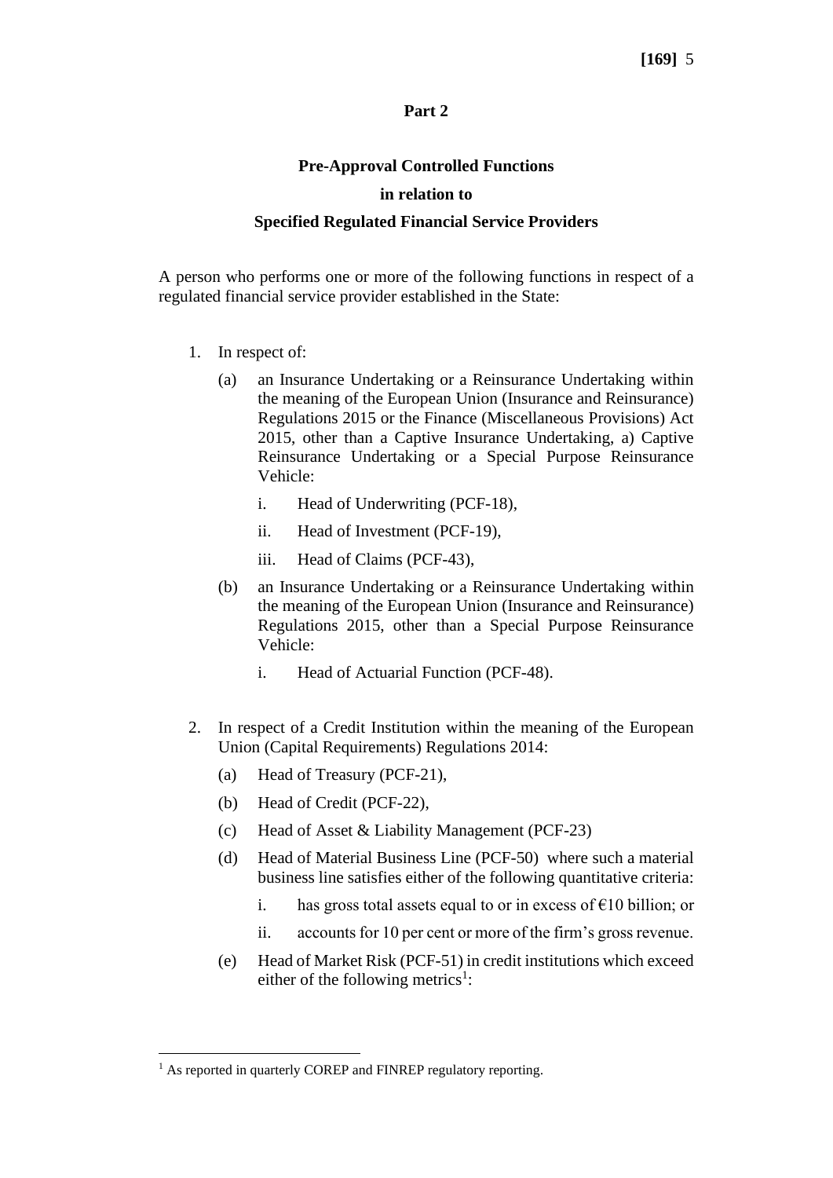**Part 2**

**Pre-Approval Controlled Functions**

**in relation to**

**Specified Regulated Financial Service Providers**

A person who performs one or more of the following functions in respect of a regulated financial service provider established in the State:

1. In respect of:

   (a) an Insurance Undertaking or a Reinsurance Undertaking within the meaning of the European Union (Insurance and Reinsurance) Regulations 2015 or the Finance (Miscellaneous Provisions) Act 2015, other than a Captive Insurance Undertaking, a) Captive Reinsurance Undertaking or a Special Purpose Reinsurance Vehicle:

      i. Head of Underwriting (PCF-18),

      ii. Head of Investment (PCF-19),

      iii. Head of Claims (PCF-43),

   (b) an Insurance Undertaking or a Reinsurance Undertaking within the meaning of the European Union (Insurance and Reinsurance) Regulations 2015, other than a Special Purpose Reinsurance Vehicle:

      i. Head of Actuarial Function (PCF-48).

2. In respect of a Credit Institution within the meaning of the European Union (Capital Requirements) Regulations 2014:

   (a) Head of Treasury (PCF-21),

   (b) Head of Credit (PCF-22),

   (c) Head of Asset & Liability Management (PCF-23)

   (d) Head of Material Business Line (PCF-50) where such a material business line satisfies either of the following quantitative criteria:

      i. has gross total assets equal to or in excess of €10 billion; or

      ii. accounts for 10 per cent or more of the firm's gross revenue.

   (e) Head of Market Risk (PCF-51) in credit institutions which exceed either of the following metrics[1]:

[1] As reported in quarterly COREP and FINREP regulatory reporting.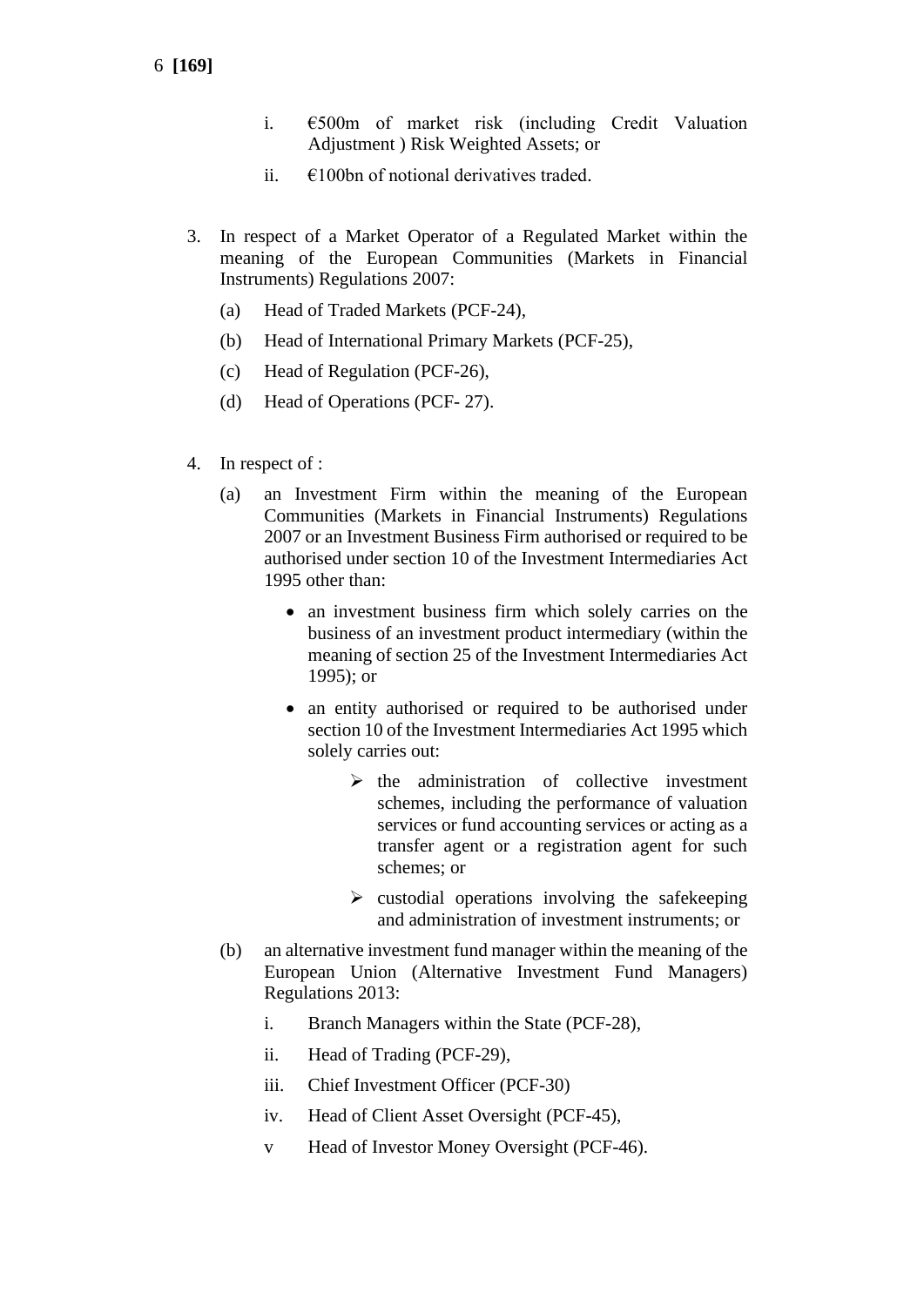i. €500m of market risk (including Credit Valuation Adjustment ) Risk Weighted Assets; or

ii. €100bn of notional derivatives traded.

3. In respect of a Market Operator of a Regulated Market within the meaning of the European Communities (Markets in Financial Instruments) Regulations 2007:

   (a) Head of Traded Markets (PCF-24),

   (b) Head of International Primary Markets (PCF-25),

   (c) Head of Regulation (PCF-26),

   (d) Head of Operations (PCF- 27).

4. In respect of :

   (a) an Investment Firm within the meaning of the European Communities (Markets in Financial Instruments) Regulations 2007 or an Investment Business Firm authorised or required to be authorised under section 10 of the Investment Intermediaries Act 1995 other than:

   - an investment business firm which solely carries on the business of an investment product intermediary (within the meaning of section 25 of the Investment Intermediaries Act 1995); or
   - an entity authorised or required to be authorised under section 10 of the Investment Intermediaries Act 1995 which solely carries out:
     - the administration of collective investment schemes, including the performance of valuation services or fund accounting services or acting as a transfer agent or a registration agent for such schemes; or
     - custodial operations involving the safekeeping and administration of investment instruments; or

   (b) an alternative investment fund manager within the meaning of the European Union (Alternative Investment Fund Managers) Regulations 2013:

   i. Branch Managers within the State (PCF-28),

   ii. Head of Trading (PCF-29),

   iii. Chief Investment Officer (PCF-30)

   iv. Head of Client Asset Oversight (PCF-45),

   v Head of Investor Money Oversight (PCF-46).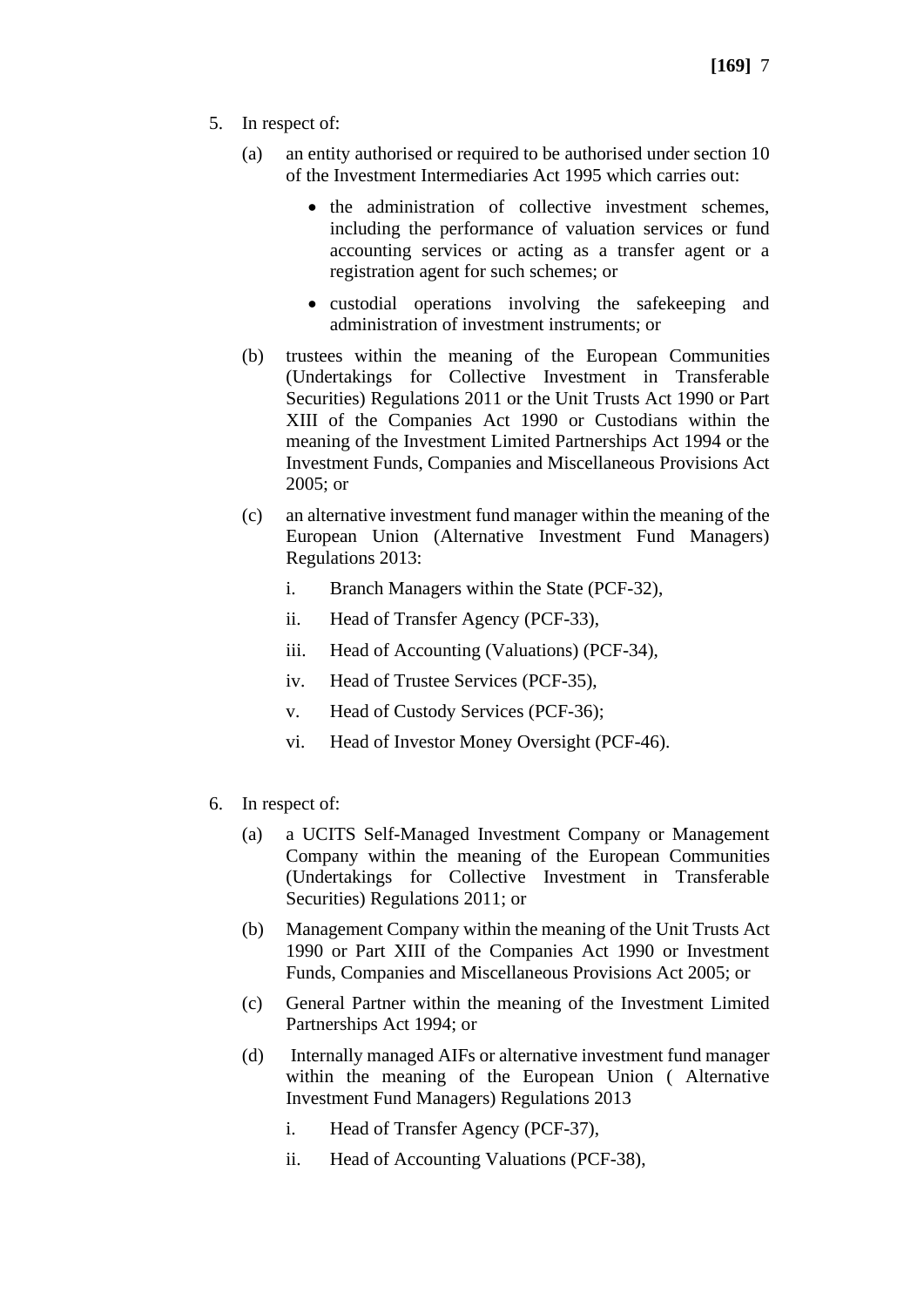5. In respect of:

   (a) an entity authorised or required to be authorised under section 10 of the Investment Intermediaries Act 1995 which carries out:

      - the administration of collective investment schemes, including the performance of valuation services or fund accounting services or acting as a transfer agent or a registration agent for such schemes; or

      - custodial operations involving the safekeeping and administration of investment instruments; or

   (b) trustees within the meaning of the European Communities (Undertakings for Collective Investment in Transferable Securities) Regulations 2011 or the Unit Trusts Act 1990 or Part XIII of the Companies Act 1990 or Custodians within the meaning of the Investment Limited Partnerships Act 1994 or the Investment Funds, Companies and Miscellaneous Provisions Act 2005; or

   (c) an alternative investment fund manager within the meaning of the European Union (Alternative Investment Fund Managers) Regulations 2013:

      i. Branch Managers within the State (PCF-32),

      ii. Head of Transfer Agency (PCF-33),

      iii. Head of Accounting (Valuations) (PCF-34),

      iv. Head of Trustee Services (PCF-35),

      v. Head of Custody Services (PCF-36);

      vi. Head of Investor Money Oversight (PCF-46).

6. In respect of:

   (a) a UCITS Self-Managed Investment Company or Management Company within the meaning of the European Communities (Undertakings for Collective Investment in Transferable Securities) Regulations 2011; or

   (b) Management Company within the meaning of the Unit Trusts Act 1990 or Part XIII of the Companies Act 1990 or Investment Funds, Companies and Miscellaneous Provisions Act 2005; or

   (c) General Partner within the meaning of the Investment Limited Partnerships Act 1994; or

   (d) Internally managed AIFs or alternative investment fund manager within the meaning of the European Union ( Alternative Investment Fund Managers) Regulations 2013

      i. Head of Transfer Agency (PCF-37),

      ii. Head of Accounting Valuations (PCF-38),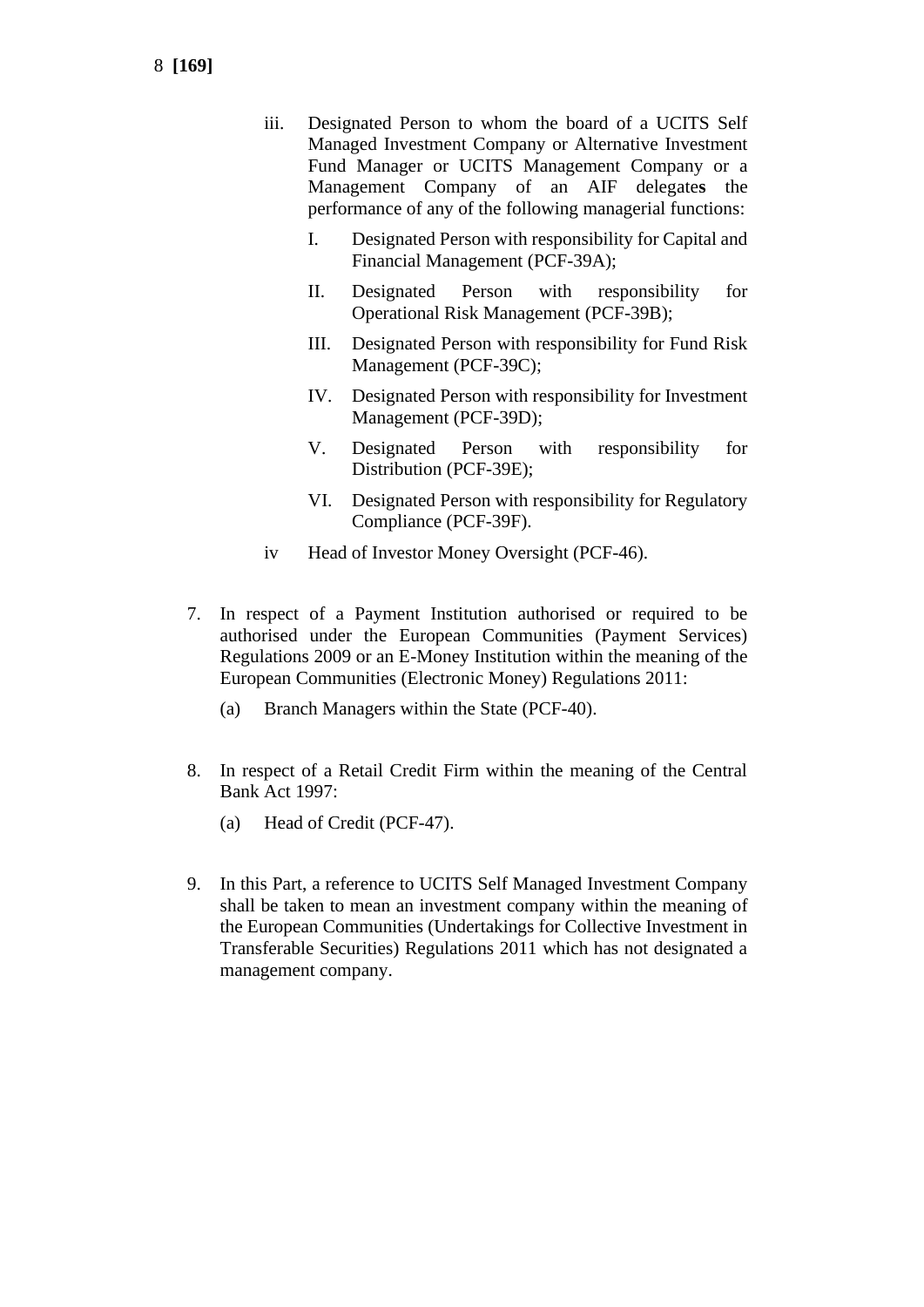iii. Designated Person to whom the board of a UCITS Self Managed Investment Company or Alternative Investment Fund Manager or UCITS Management Company or a Management Company of an AIF delegates the performance of any of the following managerial functions:

   I. Designated Person with responsibility for Capital and Financial Management (PCF-39A);

   II. Designated Person with responsibility for Operational Risk Management (PCF-39B);

   III. Designated Person with responsibility for Fund Risk Management (PCF-39C);

   IV. Designated Person with responsibility for Investment Management (PCF-39D);

   V. Designated Person with responsibility for Distribution (PCF-39E);

   VI. Designated Person with responsibility for Regulatory Compliance (PCF-39F).

iv Head of Investor Money Oversight (PCF-46).

7. In respect of a Payment Institution authorised or required to be authorised under the European Communities (Payment Services) Regulations 2009 or an E-Money Institution within the meaning of the European Communities (Electronic Money) Regulations 2011:

   (a) Branch Managers within the State (PCF-40).

8. In respect of a Retail Credit Firm within the meaning of the Central Bank Act 1997:

   (a) Head of Credit (PCF-47).

9. In this Part, a reference to UCITS Self Managed Investment Company shall be taken to mean an investment company within the meaning of the European Communities (Undertakings for Collective Investment in Transferable Securities) Regulations 2011 which has not designated a management company.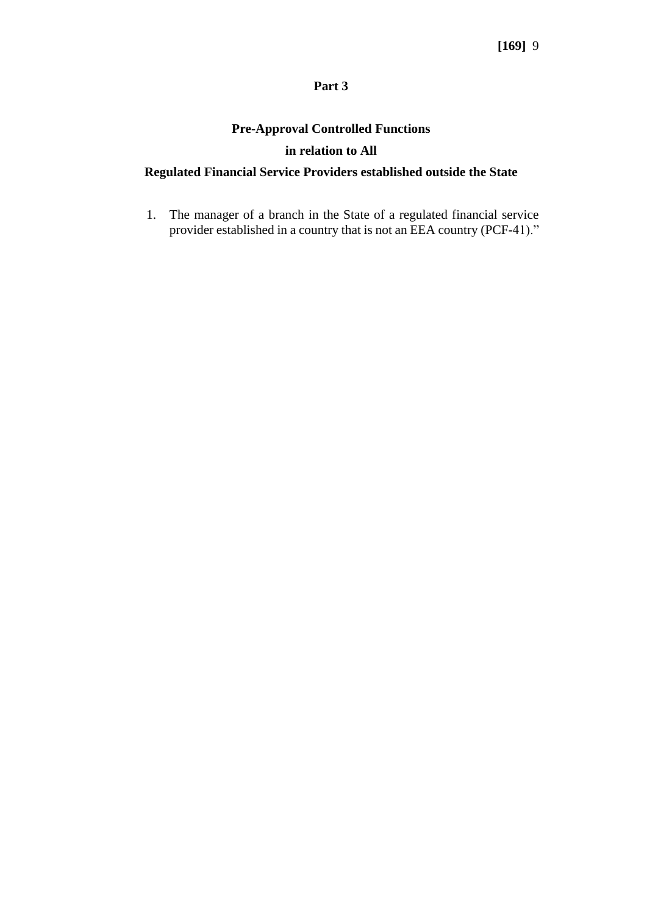## Part 3

### Pre-Approval Controlled Functions
### in relation to All
### Regulated Financial Service Providers established outside the State

1. The manager of a branch in the State of a regulated financial service provider established in a country that is not an EEA country (PCF-41).”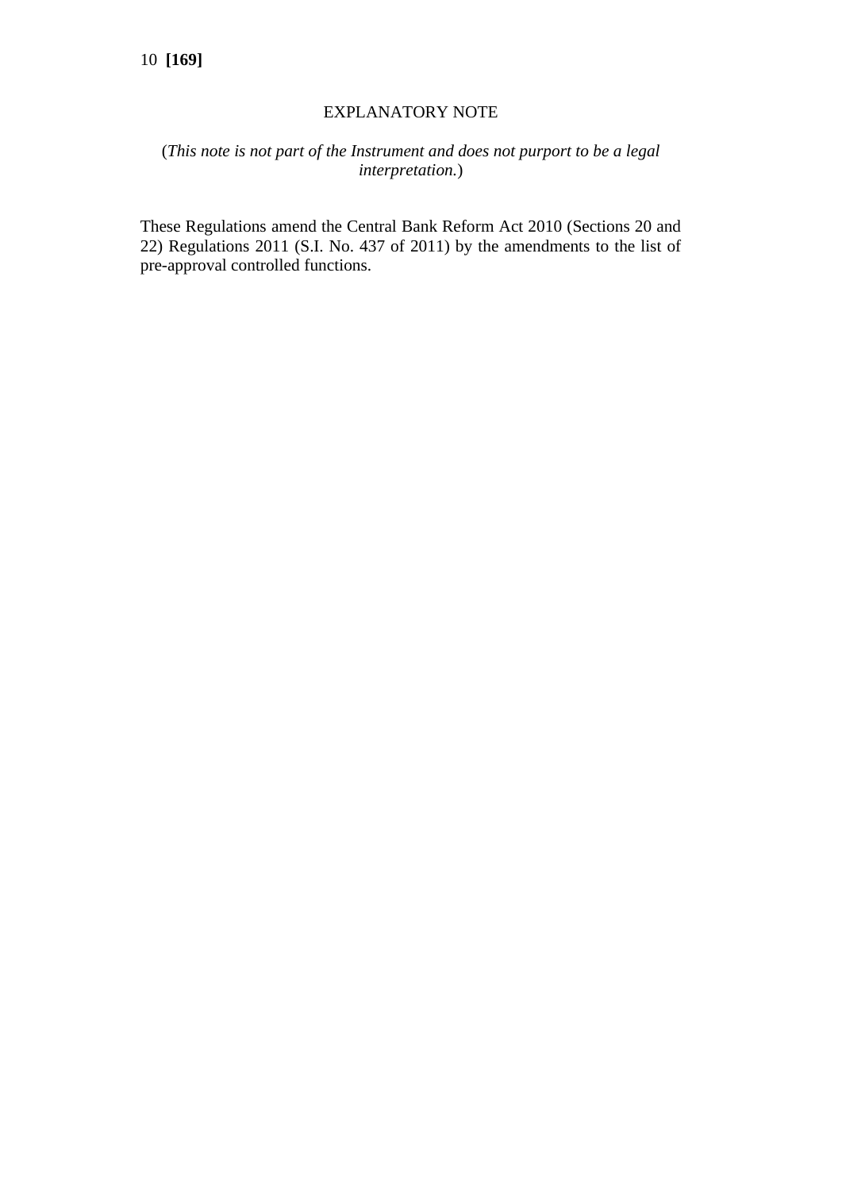## EXPLANATORY NOTE

(*This note is not part of the Instrument and does not purport to be a legal interpretation.*)

These Regulations amend the Central Bank Reform Act 2010 (Sections 20 and 22) Regulations 2011 (S.I. No. 437 of 2011) by the amendments to the list of pre-approval controlled functions.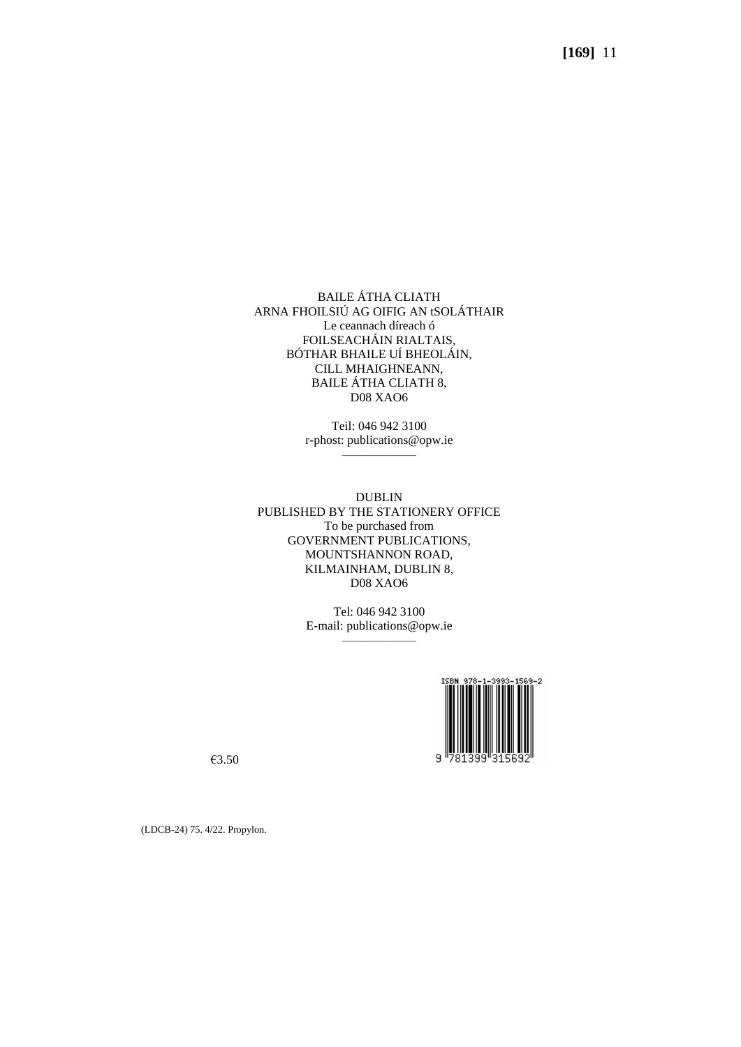BAILE ÁTHA CLIATH
ARNA FHOILSIÚ AG OIFIG AN tSOLÁTHAIR
Le ceannach díreach ó
FOILSEACHÁIN RIALTAIS,
BÓTHAR BHAILE UÍ BHEOLÁIN,
CILL MHAIGHNEANN,
BAILE ÁTHA CLIATH 8,
D08 XAO6

Teil: 046 942 3100
r-phost: publications@opw.ie

---

DUBLIN
PUBLISHED BY THE STATIONERY OFFICE
To be purchased from
GOVERNMENT PUBLICATIONS,
MOUNTSHANNON ROAD,
KILMAINHAM, DUBLIN 8,
D08 XAO6

Tel: 046 942 3100
E-mail: publications@opw.ie

---

ISBN 978-1-3993-1569-2

9 781399 315692

€3.50

(LDCB-24) 75. 4/22. Propylon.